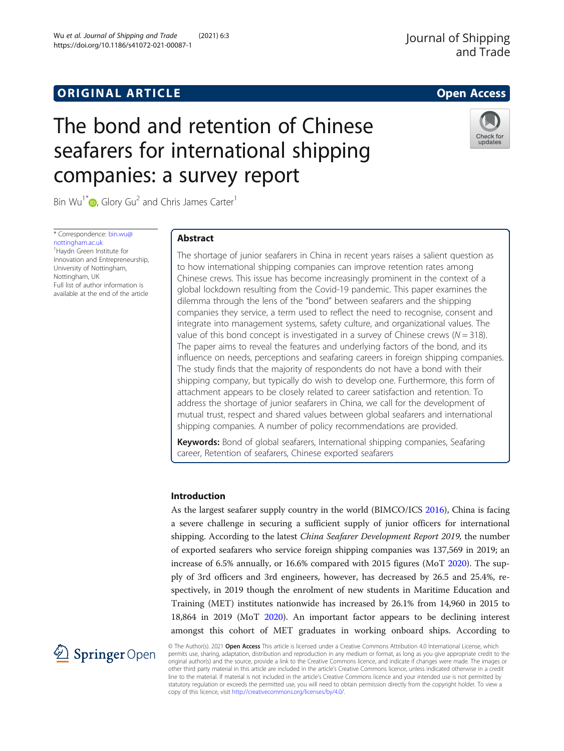ORIGINAL ARTICLE

Open Access

# The bond and retention of Chinese seafarers for international shipping companies: a survey report

Bin Wu[1*], Glory Gu[2] and Chris James Carter[1]

* Correspondence: bin.wu@nottingham.ac.uk
[1]Haydn Green Institute for Innovation and Entrepreneurship, University of Nottingham, Nottingham, UK
Full list of author information is available at the end of the article

## Abstract

The shortage of junior seafarers in China in recent years raises a salient question as to how international shipping companies can improve retention rates among Chinese crews. This issue has become increasingly prominent in the context of a global lockdown resulting from the Covid-19 pandemic. This paper examines the dilemma through the lens of the "bond" between seafarers and the shipping companies they service, a term used to reflect the need to recognise, consent and integrate into management systems, safety culture, and organizational values. The value of this bond concept is investigated in a survey of Chinese crews ($N = 318$). The paper aims to reveal the features and underlying factors of the bond, and its influence on needs, perceptions and seafaring careers in foreign shipping companies. The study finds that the majority of respondents do not have a bond with their shipping company, but typically do wish to develop one. Furthermore, this form of attachment appears to be closely related to career satisfaction and retention. To address the shortage of junior seafarers in China, we call for the development of mutual trust, respect and shared values between global seafarers and international shipping companies. A number of policy recommendations are provided.

**Keywords:** Bond of global seafarers, International shipping companies, Seafaring career, Retention of seafarers, Chinese exported seafarers

## Introduction

As the largest seafarer supply country in the world (BIMCO/ICS 2016), China is facing a severe challenge in securing a sufficient supply of junior officers for international shipping. According to the latest *China Seafarer Development Report 2019,* the number of exported seafarers who service foreign shipping companies was 137,569 in 2019; an increase of 6.5% annually, or 16.6% compared with 2015 figures (MoT 2020). The supply of 3rd officers and 3rd engineers, however, has decreased by 26.5 and 25.4%, respectively, in 2019 though the enrolment of new students in Maritime Education and Training (MET) institutes nationwide has increased by 26.1% from 14,960 in 2015 to 18,864 in 2019 (MoT 2020). An important factor appears to be declining interest amongst this cohort of MET graduates in working onboard ships. According to

© The Author(s). 2021 **Open Access** This article is licensed under a Creative Commons Attribution 4.0 International License, which permits use, sharing, adaptation, distribution and reproduction in any medium or format, as long as you give appropriate credit to the original author(s) and the source, provide a link to the Creative Commons licence, and indicate if changes were made. The images or other third party material in this article are included in the article's Creative Commons licence, unless indicated otherwise in a credit line to the material. If material is not included in the article's Creative Commons licence and your intended use is not permitted by statutory regulation or exceeds the permitted use, you will need to obtain permission directly from the copyright holder. To view a copy of this licence, visit http://creativecommons.org/licenses/by/4.0/.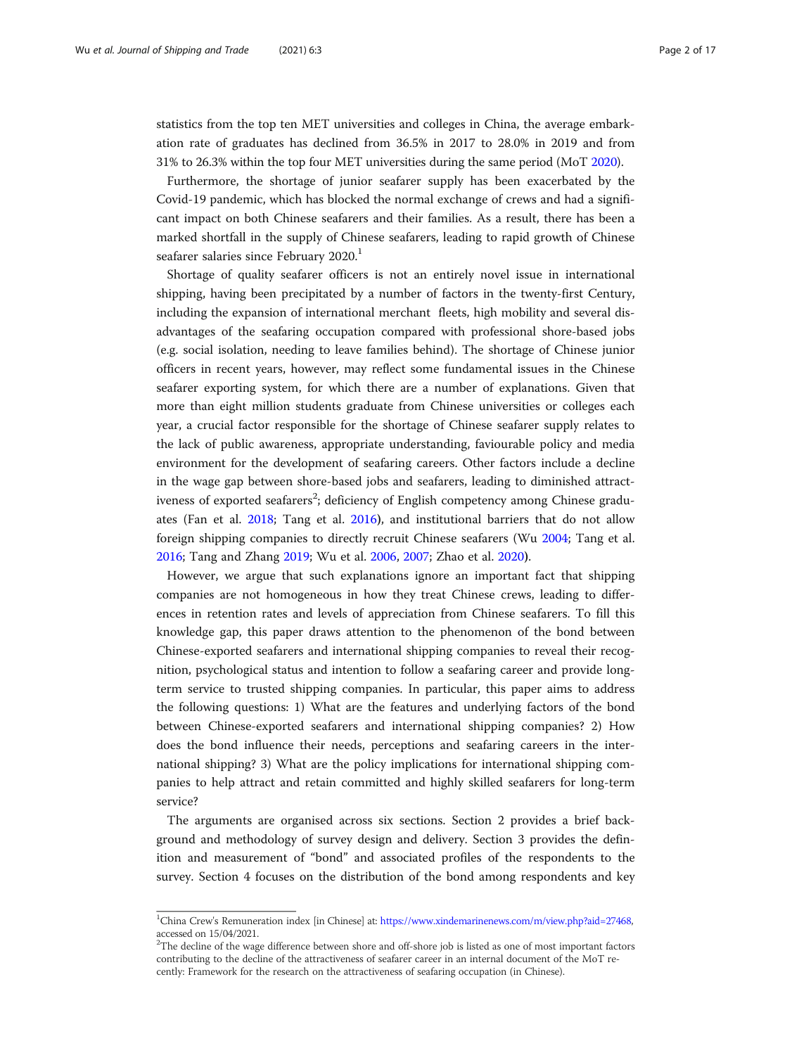statistics from the top ten MET universities and colleges in China, the average embarkation rate of graduates has declined from 36.5% in 2017 to 28.0% in 2019 and from 31% to 26.3% within the top four MET universities during the same period (MoT 2020).

Furthermore, the shortage of junior seafarer supply has been exacerbated by the Covid-19 pandemic, which has blocked the normal exchange of crews and had a significant impact on both Chinese seafarers and their families. As a result, there has been a marked shortfall in the supply of Chinese seafarers, leading to rapid growth of Chinese seafarer salaries since February 2020.[1]

Shortage of quality seafarer officers is not an entirely novel issue in international shipping, having been precipitated by a number of factors in the twenty-first Century, including the expansion of international merchant fleets, high mobility and several disadvantages of the seafaring occupation compared with professional shore-based jobs (e.g. social isolation, needing to leave families behind). The shortage of Chinese junior officers in recent years, however, may reflect some fundamental issues in the Chinese seafarer exporting system, for which there are a number of explanations. Given that more than eight million students graduate from Chinese universities or colleges each year, a crucial factor responsible for the shortage of Chinese seafarer supply relates to the lack of public awareness, appropriate understanding, favourable policy and media environment for the development of seafaring careers. Other factors include a decline in the wage gap between shore-based jobs and seafarers, leading to diminished attractiveness of exported seafarers[2]; deficiency of English competency among Chinese graduates (Fan et al. 2018; Tang et al. 2016), and institutional barriers that do not allow foreign shipping companies to directly recruit Chinese seafarers (Wu 2004; Tang et al. 2016; Tang and Zhang 2019; Wu et al. 2006, 2007; Zhao et al. 2020).

However, we argue that such explanations ignore an important fact that shipping companies are not homogeneous in how they treat Chinese crews, leading to differences in retention rates and levels of appreciation from Chinese seafarers. To fill this knowledge gap, this paper draws attention to the phenomenon of the bond between Chinese-exported seafarers and international shipping companies to reveal their recognition, psychological status and intention to follow a seafaring career and provide long-term service to trusted shipping companies. In particular, this paper aims to address the following questions: 1) What are the features and underlying factors of the bond between Chinese-exported seafarers and international shipping companies? 2) How does the bond influence their needs, perceptions and seafaring careers in the international shipping? 3) What are the policy implications for international shipping companies to help attract and retain committed and highly skilled seafarers for long-term service?

The arguments are organised across six sections. Section 2 provides a brief background and methodology of survey design and delivery. Section 3 provides the definition and measurement of "bond" and associated profiles of the respondents to the survey. Section 4 focuses on the distribution of the bond among respondents and key

---

[1] China Crew's Remuneration index [in Chinese] at: https://www.xindemarinenews.com/m/view.php?aid=27468, accessed on 15/04/2021.

[2] The decline of the wage difference between shore and off-shore job is listed as one of most important factors contributing to the decline of the attractiveness of seafarer career in an internal document of the MoT recently: Framework for the research on the attractiveness of seafaring occupation (in Chinese).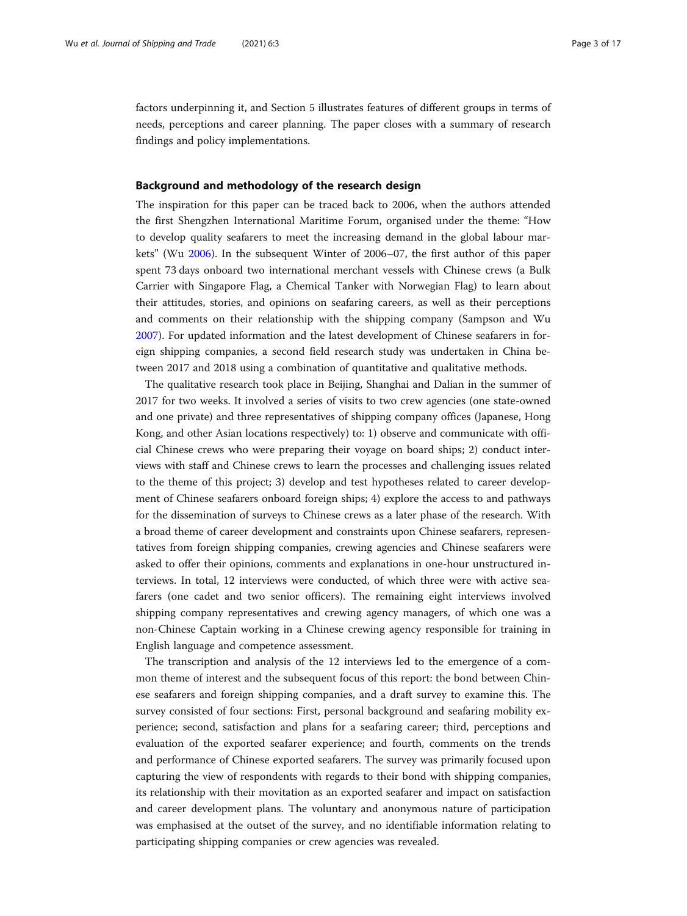factors underpinning it, and Section 5 illustrates features of different groups in terms of needs, perceptions and career planning. The paper closes with a summary of research findings and policy implementations.

## Background and methodology of the research design

The inspiration for this paper can be traced back to 2006, when the authors attended the first Shengzhen International Maritime Forum, organised under the theme: "How to develop quality seafarers to meet the increasing demand in the global labour markets" (Wu 2006). In the subsequent Winter of 2006–07, the first author of this paper spent 73 days onboard two international merchant vessels with Chinese crews (a Bulk Carrier with Singapore Flag, a Chemical Tanker with Norwegian Flag) to learn about their attitudes, stories, and opinions on seafaring careers, as well as their perceptions and comments on their relationship with the shipping company (Sampson and Wu 2007). For updated information and the latest development of Chinese seafarers in foreign shipping companies, a second field research study was undertaken in China between 2017 and 2018 using a combination of quantitative and qualitative methods.

The qualitative research took place in Beijing, Shanghai and Dalian in the summer of 2017 for two weeks. It involved a series of visits to two crew agencies (one state-owned and one private) and three representatives of shipping company offices (Japanese, Hong Kong, and other Asian locations respectively) to: 1) observe and communicate with official Chinese crews who were preparing their voyage on board ships; 2) conduct interviews with staff and Chinese crews to learn the processes and challenging issues related to the theme of this project; 3) develop and test hypotheses related to career development of Chinese seafarers onboard foreign ships; 4) explore the access to and pathways for the dissemination of surveys to Chinese crews as a later phase of the research. With a broad theme of career development and constraints upon Chinese seafarers, representatives from foreign shipping companies, crewing agencies and Chinese seafarers were asked to offer their opinions, comments and explanations in one-hour unstructured interviews. In total, 12 interviews were conducted, of which three were with active seafarers (one cadet and two senior officers). The remaining eight interviews involved shipping company representatives and crewing agency managers, of which one was a non-Chinese Captain working in a Chinese crewing agency responsible for training in English language and competence assessment.

The transcription and analysis of the 12 interviews led to the emergence of a common theme of interest and the subsequent focus of this report: the bond between Chinese seafarers and foreign shipping companies, and a draft survey to examine this. The survey consisted of four sections: First, personal background and seafaring mobility experience; second, satisfaction and plans for a seafaring career; third, perceptions and evaluation of the exported seafarer experience; and fourth, comments on the trends and performance of Chinese exported seafarers. The survey was primarily focused upon capturing the view of respondents with regards to their bond with shipping companies, its relationship with their movitation as an exported seafarer and impact on satisfaction and career development plans. The voluntary and anonymous nature of participation was emphasised at the outset of the survey, and no identifiable information relating to participating shipping companies or crew agencies was revealed.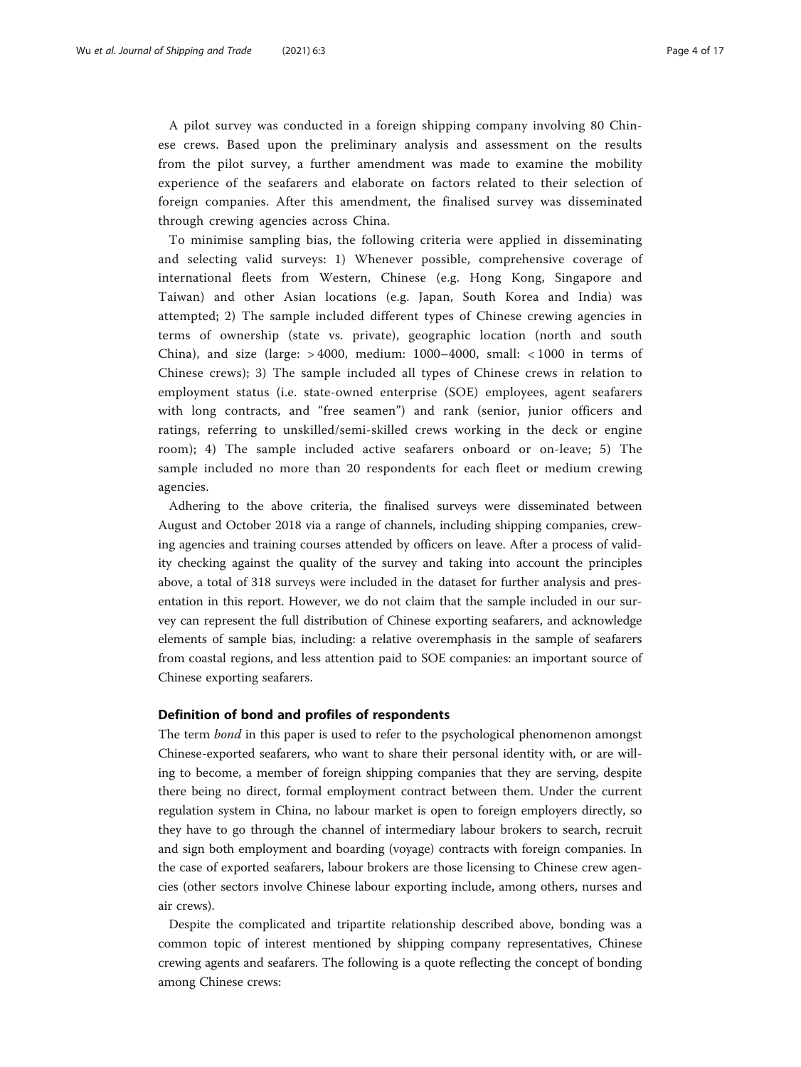A pilot survey was conducted in a foreign shipping company involving 80 Chinese crews. Based upon the preliminary analysis and assessment on the results from the pilot survey, a further amendment was made to examine the mobility experience of the seafarers and elaborate on factors related to their selection of foreign companies. After this amendment, the finalised survey was disseminated through crewing agencies across China.

To minimise sampling bias, the following criteria were applied in disseminating and selecting valid surveys: 1) Whenever possible, comprehensive coverage of international fleets from Western, Chinese (e.g. Hong Kong, Singapore and Taiwan) and other Asian locations (e.g. Japan, South Korea and India) was attempted; 2) The sample included different types of Chinese crewing agencies in terms of ownership (state vs. private), geographic location (north and south China), and size (large: > 4000, medium: 1000–4000, small: < 1000 in terms of Chinese crews); 3) The sample included all types of Chinese crews in relation to employment status (i.e. state-owned enterprise (SOE) employees, agent seafarers with long contracts, and "free seamen") and rank (senior, junior officers and ratings, referring to unskilled/semi-skilled crews working in the deck or engine room); 4) The sample included active seafarers onboard or on-leave; 5) The sample included no more than 20 respondents for each fleet or medium crewing agencies.

Adhering to the above criteria, the finalised surveys were disseminated between August and October 2018 via a range of channels, including shipping companies, crewing agencies and training courses attended by officers on leave. After a process of validity checking against the quality of the survey and taking into account the principles above, a total of 318 surveys were included in the dataset for further analysis and presentation in this report. However, we do not claim that the sample included in our survey can represent the full distribution of Chinese exporting seafarers, and acknowledge elements of sample bias, including: a relative overemphasis in the sample of seafarers from coastal regions, and less attention paid to SOE companies: an important source of Chinese exporting seafarers.

## Definition of bond and profiles of respondents

The term *bond* in this paper is used to refer to the psychological phenomenon amongst Chinese-exported seafarers, who want to share their personal identity with, or are willing to become, a member of foreign shipping companies that they are serving, despite there being no direct, formal employment contract between them. Under the current regulation system in China, no labour market is open to foreign employers directly, so they have to go through the channel of intermediary labour brokers to search, recruit and sign both employment and boarding (voyage) contracts with foreign companies. In the case of exported seafarers, labour brokers are those licensing to Chinese crew agencies (other sectors involve Chinese labour exporting include, among others, nurses and air crews).

Despite the complicated and tripartite relationship described above, bonding was a common topic of interest mentioned by shipping company representatives, Chinese crewing agents and seafarers. The following is a quote reflecting the concept of bonding among Chinese crews: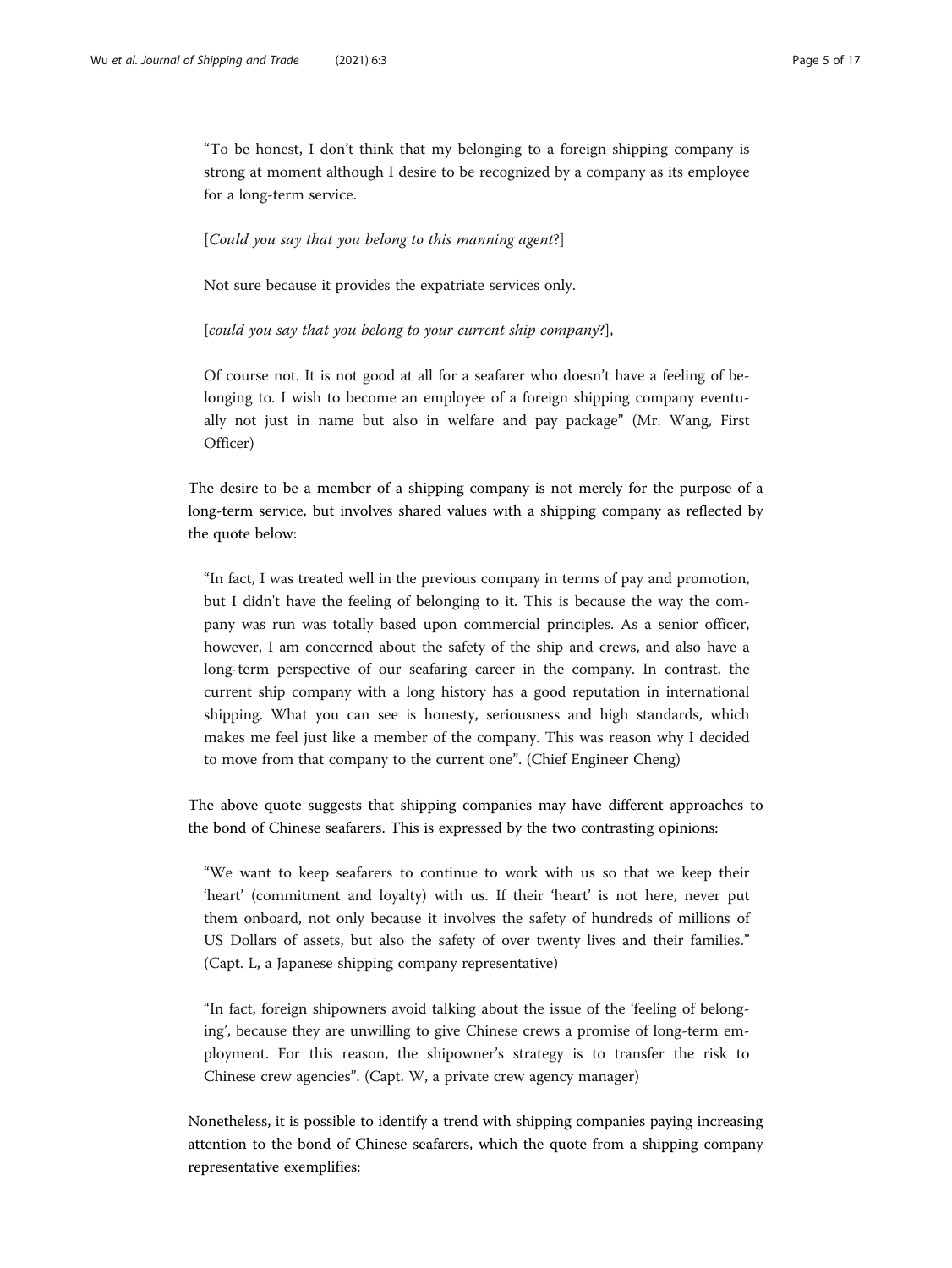> "To be honest, I don't think that my belonging to a foreign shipping company is strong at moment although I desire to be recognized by a company as its employee for a long-term service.
>
> [*Could you say that you belong to this manning agent*?]
>
> Not sure because it provides the expatriate services only.
>
> [*could you say that you belong to your current ship company*?],
>
> Of course not. It is not good at all for a seafarer who doesn't have a feeling of belonging to. I wish to become an employee of a foreign shipping company eventually not just in name but also in welfare and pay package" (Mr. Wang, First Officer)

The desire to be a member of a shipping company is not merely for the purpose of a long-term service, but involves shared values with a shipping company as reflected by the quote below:

> "In fact, I was treated well in the previous company in terms of pay and promotion, but I didn't have the feeling of belonging to it. This is because the way the company was run was totally based upon commercial principles. As a senior officer, however, I am concerned about the safety of the ship and crews, and also have a long-term perspective of our seafaring career in the company. In contrast, the current ship company with a long history has a good reputation in international shipping. What you can see is honesty, seriousness and high standards, which makes me feel just like a member of the company. This was reason why I decided to move from that company to the current one". (Chief Engineer Cheng)

The above quote suggests that shipping companies may have different approaches to the bond of Chinese seafarers. This is expressed by the two contrasting opinions:

> "We want to keep seafarers to continue to work with us so that we keep their 'heart' (commitment and loyalty) with us. If their 'heart' is not here, never put them onboard, not only because it involves the safety of hundreds of millions of US Dollars of assets, but also the safety of over twenty lives and their families." (Capt. L, a Japanese shipping company representative)

> "In fact, foreign shipowners avoid talking about the issue of the 'feeling of belonging', because they are unwilling to give Chinese crews a promise of long-term employment. For this reason, the shipowner's strategy is to transfer the risk to Chinese crew agencies". (Capt. W, a private crew agency manager)

Nonetheless, it is possible to identify a trend with shipping companies paying increasing attention to the bond of Chinese seafarers, which the quote from a shipping company representative exemplifies: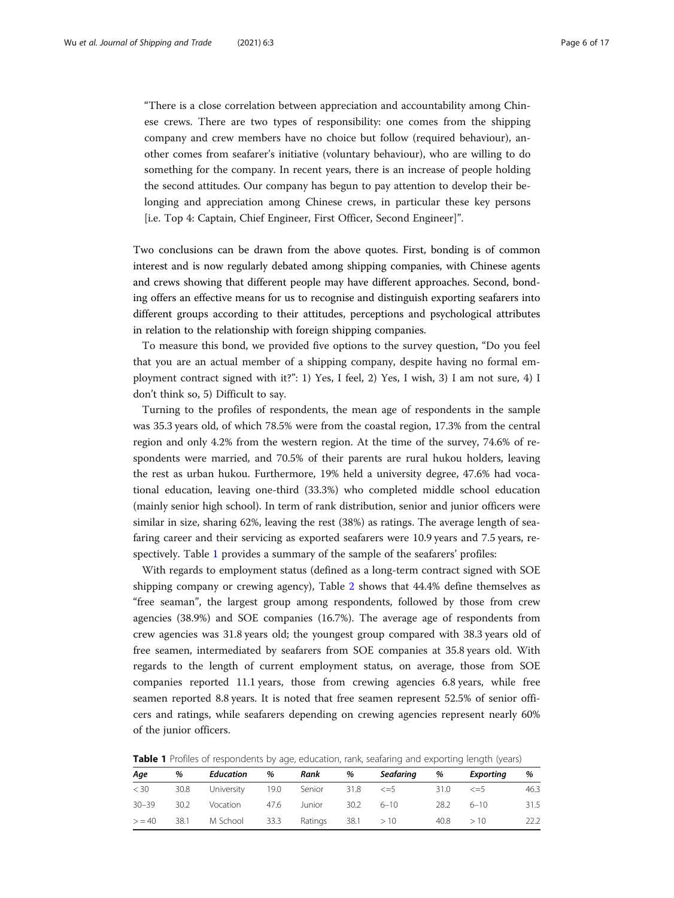"There is a close correlation between appreciation and accountability among Chinese crews. There are two types of responsibility: one comes from the shipping company and crew members have no choice but follow (required behaviour), another comes from seafarer's initiative (voluntary behaviour), who are willing to do something for the company. In recent years, there is an increase of people holding the second attitudes. Our company has begun to pay attention to develop their belonging and appreciation among Chinese crews, in particular these key persons [i.e. Top 4: Captain, Chief Engineer, First Officer, Second Engineer]".

Two conclusions can be drawn from the above quotes. First, bonding is of common interest and is now regularly debated among shipping companies, with Chinese agents and crews showing that different people may have different approaches. Second, bonding offers an effective means for us to recognise and distinguish exporting seafarers into different groups according to their attitudes, perceptions and psychological attributes in relation to the relationship with foreign shipping companies.

To measure this bond, we provided five options to the survey question, "Do you feel that you are an actual member of a shipping company, despite having no formal employment contract signed with it?": 1) Yes, I feel, 2) Yes, I wish, 3) I am not sure, 4) I don't think so, 5) Difficult to say.

Turning to the profiles of respondents, the mean age of respondents in the sample was 35.3 years old, of which 78.5% were from the coastal region, 17.3% from the central region and only 4.2% from the western region. At the time of the survey, 74.6% of respondents were married, and 70.5% of their parents are rural hukou holders, leaving the rest as urban hukou. Furthermore, 19% held a university degree, 47.6% had vocational education, leaving one-third (33.3%) who completed middle school education (mainly senior high school). In term of rank distribution, senior and junior officers were similar in size, sharing 62%, leaving the rest (38%) as ratings. The average length of seafaring career and their servicing as exported seafarers were 10.9 years and 7.5 years, respectively. Table 1 provides a summary of the sample of the seafarers' profiles:

With regards to employment status (defined as a long-term contract signed with SOE shipping company or crewing agency), Table 2 shows that 44.4% define themselves as "free seaman", the largest group among respondents, followed by those from crew agencies (38.9%) and SOE companies (16.7%). The average age of respondents from crew agencies was 31.8 years old; the youngest group compared with 38.3 years old of free seamen, intermediated by seafarers from SOE companies at 35.8 years old. With regards to the length of current employment status, on average, those from SOE companies reported 11.1 years, those from crewing agencies 6.8 years, while free seamen reported 8.8 years. It is noted that free seamen represent 52.5% of senior officers and ratings, while seafarers depending on crewing agencies represent nearly 60% of the junior officers.

**Table 1** Profiles of respondents by age, education, rank, seafaring and exporting length (years)

| *Age* | *%* | *Education* | *%* | *Rank* | *%* | *Seafaring* | *%* | *Exporting* | *%* |
|---|---|---|---|---|---|---|---|---|---|
| < 30 | 30.8 | University | 19.0 | Senior | 31.8 | <=5 | 31.0 | <=5 | 46.3 |
| 30–39 | 30.2 | Vocation | 47.6 | Junior | 30.2 | 6–10 | 28.2 | 6–10 | 31.5 |
| > = 40 | 38.1 | M School | 33.3 | Ratings | 38.1 | > 10 | 40.8 | > 10 | 22.2 |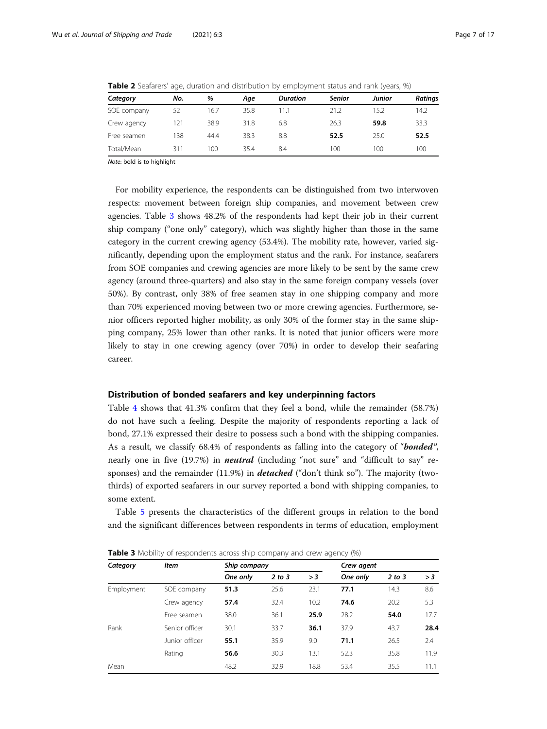**Table 2** Seafarers' age, duration and distribution by employment status and rank (years, %)

| *Category* | *No.* | *%* | *Age* | *Duration* | *Senior* | *Junior* | *Ratings* |
|---|---|---|---|---|---|---|---|
| SOE company | 52 | 16.7 | 35.8 | 11.1 | 21.2 | 15.2 | 14.2 |
| Crew agency | 121 | 38.9 | 31.8 | 6.8 | 26.3 | **59.8** | 33.3 |
| Free seamen | 138 | 44.4 | 38.3 | 8.8 | **52.5** | 25.0 | **52.5** |
| Total/Mean | 311 | 100 | 35.4 | 8.4 | 100 | 100 | 100 |

*Note*: bold is to highlight

For mobility experience, the respondents can be distinguished from two interwoven respects: movement between foreign ship companies, and movement between crew agencies. Table 3 shows 48.2% of the respondents had kept their job in their current ship company ("one only" category), which was slightly higher than those in the same category in the current crewing agency (53.4%). The mobility rate, however, varied significantly, depending upon the employment status and the rank. For instance, seafarers from SOE companies and crewing agencies are more likely to be sent by the same crew agency (around three-quarters) and also stay in the same foreign company vessels (over 50%). By contrast, only 38% of free seamen stay in one shipping company and more than 70% experienced moving between two or more crewing agencies. Furthermore, senior officers reported higher mobility, as only 30% of the former stay in the same shipping company, 25% lower than other ranks. It is noted that junior officers were more likely to stay in one crewing agency (over 70%) in order to develop their seafaring career.

## Distribution of bonded seafarers and key underpinning factors

Table 4 shows that 41.3% confirm that they feel a bond, while the remainder (58.7%) do not have such a feeling. Despite the majority of respondents reporting a lack of bond, 27.1% expressed their desire to possess such a bond with the shipping companies. As a result, we classify 68.4% of respondents as falling into the category of "***bonded***", nearly one in five (19.7%) in ***neutral*** (including "not sure" and "difficult to say" responses) and the remainder (11.9%) in ***detached*** ("don't think so"). The majority (two-thirds) of exported seafarers in our survey reported a bond with shipping companies, to some extent.

Table 5 presents the characteristics of the different groups in relation to the bond and the significant differences between respondents in terms of education, employment

**Table 3** Mobility of respondents across ship company and crew agency (%)

| *Category* | *Item* | *Ship company* | | | *Crew agent* | | |
|---|---|---|---|---|---|---|---|
| | | *One only* | *2 to 3* | *> 3* | *One only* | *2 to 3* | *> 3* |
| Employment | SOE company | **51.3** | 25.6 | 23.1 | **77.1** | 14.3 | 8.6 |
| | Crew agency | **57.4** | 32.4 | 10.2 | **74.6** | 20.2 | 5.3 |
| | Free seamen | 38.0 | 36.1 | **25.9** | 28.2 | **54.0** | 17.7 |
| Rank | Senior officer | 30.1 | 33.7 | **36.1** | 37.9 | 43.7 | **28.4** |
| | Junior officer | **55.1** | 35.9 | 9.0 | **71.1** | 26.5 | 2.4 |
| | Rating | **56.6** | 30.3 | 13.1 | 52.3 | 35.8 | 11.9 |
| Mean | | 48.2 | 32.9 | 18.8 | 53.4 | 35.5 | 11.1 |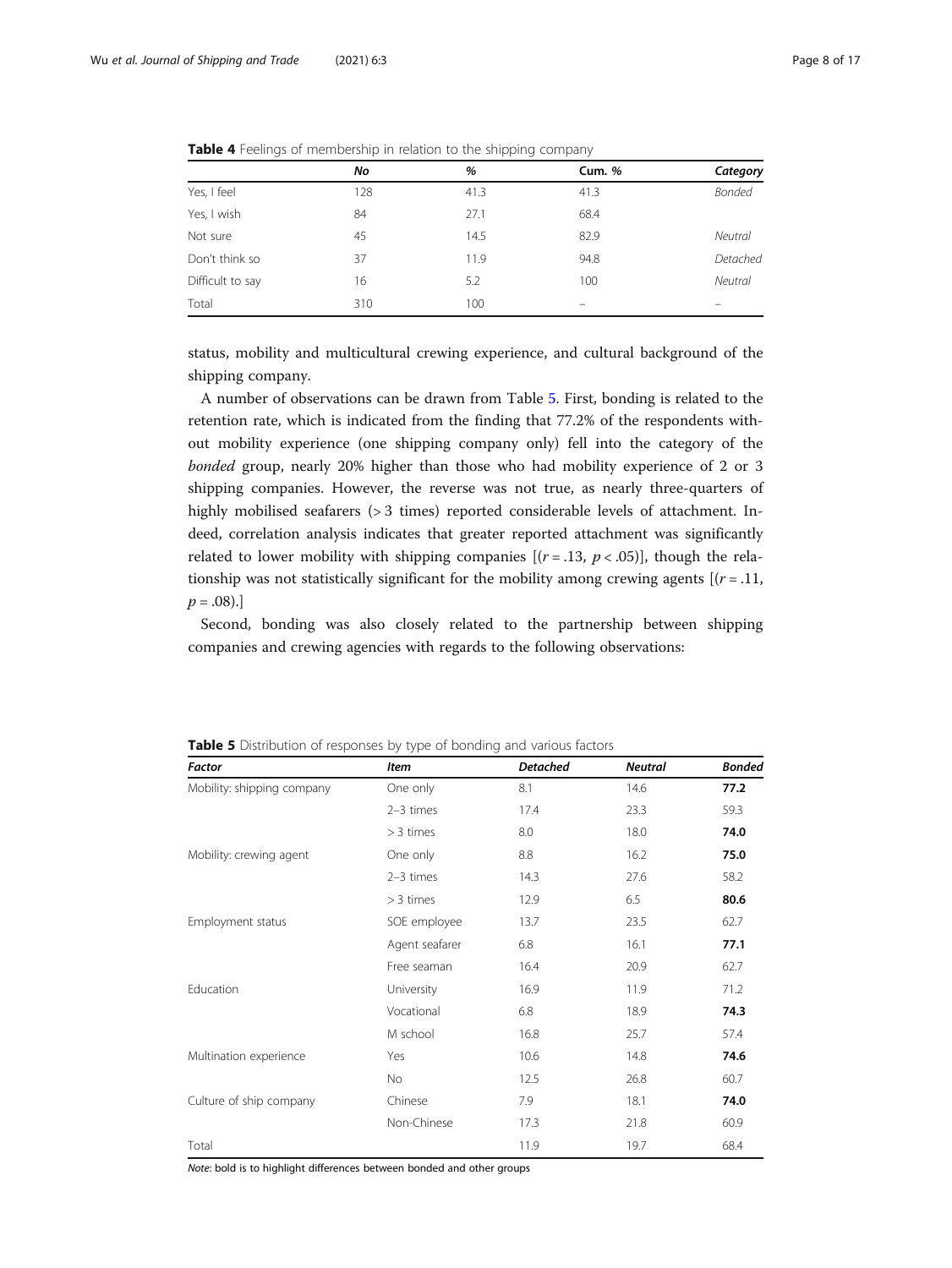**Table 4** Feelings of membership in relation to the shipping company

| | No | % | Cum. % | Category |
|---|---|---|---|---|
| Yes, I feel | 128 | 41.3 | 41.3 | *Bonded* |
| Yes, I wish | 84 | 27.1 | 68.4 | |
| Not sure | 45 | 14.5 | 82.9 | *Neutral* |
| Don't think so | 37 | 11.9 | 94.8 | *Detached* |
| Difficult to say | 16 | 5.2 | 100 | *Neutral* |
| Total | 310 | 100 | – | – |

status, mobility and multicultural crewing experience, and cultural background of the shipping company.

A number of observations can be drawn from Table 5. First, bonding is related to the retention rate, which is indicated from the finding that 77.2% of the respondents without mobility experience (one shipping company only) fell into the category of the *bonded* group, nearly 20% higher than those who had mobility experience of 2 or 3 shipping companies. However, the reverse was not true, as nearly three-quarters of highly mobilised seafarers (> 3 times) reported considerable levels of attachment. Indeed, correlation analysis indicates that greater reported attachment was significantly related to lower mobility with shipping companies [($r = .13$, $p < .05$)], though the relationship was not statistically significant for the mobility among crewing agents [($r = .11$, $p = .08$).]

Second, bonding was also closely related to the partnership between shipping companies and crewing agencies with regards to the following observations:

**Table 5** Distribution of responses by type of bonding and various factors

| Factor | Item | Detached | Neutral | Bonded |
|---|---|---|---|---|
| Mobility: shipping company | One only | 8.1 | 14.6 | **77.2** |
| | 2–3 times | 17.4 | 23.3 | 59.3 |
| | > 3 times | 8.0 | 18.0 | **74.0** |
| Mobility: crewing agent | One only | 8.8 | 16.2 | **75.0** |
| | 2–3 times | 14.3 | 27.6 | 58.2 |
| | > 3 times | 12.9 | 6.5 | **80.6** |
| Employment status | SOE employee | 13.7 | 23.5 | 62.7 |
| | Agent seafarer | 6.8 | 16.1 | **77.1** |
| | Free seaman | 16.4 | 20.9 | 62.7 |
| Education | University | 16.9 | 11.9 | 71.2 |
| | Vocational | 6.8 | 18.9 | **74.3** |
| | M school | 16.8 | 25.7 | 57.4 |
| Multination experience | Yes | 10.6 | 14.8 | **74.6** |
| | No | 12.5 | 26.8 | 60.7 |
| Culture of ship company | Chinese | 7.9 | 18.1 | **74.0** |
| | Non-Chinese | 17.3 | 21.8 | 60.9 |
| Total | | 11.9 | 19.7 | 68.4 |

*Note*: bold is to highlight differences between bonded and other groups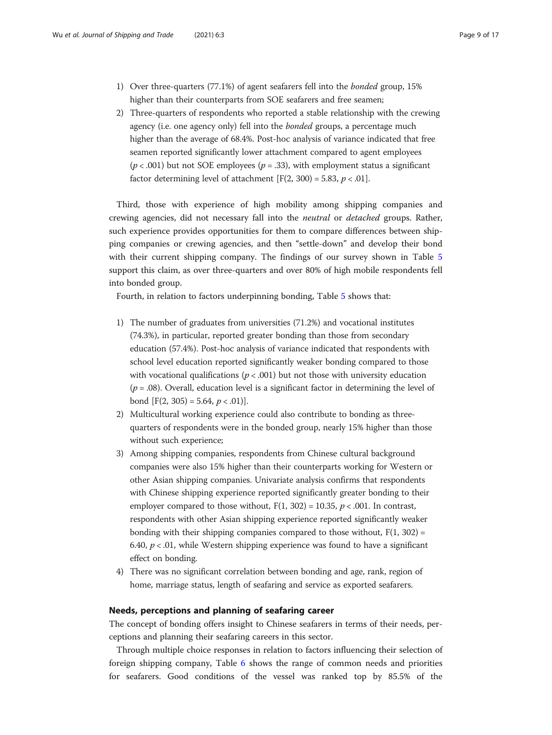1) Over three-quarters (77.1%) of agent seafarers fell into the *bonded* group, 15% higher than their counterparts from SOE seafarers and free seamen;
2) Three-quarters of respondents who reported a stable relationship with the crewing agency (i.e. one agency only) fell into the *bonded* groups, a percentage much higher than the average of 68.4%. Post-hoc analysis of variance indicated that free seamen reported significantly lower attachment compared to agent employees ($p < .001$) but not SOE employees ($p = .33$), with employment status a significant factor determining level of attachment [$F(2, 300) = 5.83$, $p < .01$].

Third, those with experience of high mobility among shipping companies and crewing agencies, did not necessary fall into the *neutral* or *detached* groups. Rather, such experience provides opportunities for them to compare differences between shipping companies or crewing agencies, and then "settle-down" and develop their bond with their current shipping company. The findings of our survey shown in Table 5 support this claim, as over three-quarters and over 80% of high mobile respondents fell into bonded group.

Fourth, in relation to factors underpinning bonding, Table 5 shows that:

1) The number of graduates from universities (71.2%) and vocational institutes (74.3%), in particular, reported greater bonding than those from secondary education (57.4%). Post-hoc analysis of variance indicated that respondents with school level education reported significantly weaker bonding compared to those with vocational qualifications ($p < .001$) but not those with university education ($p = .08$). Overall, education level is a significant factor in determining the level of bond [$F(2, 305) = 5.64$, $p < .01$)].
2) Multicultural working experience could also contribute to bonding as three-quarters of respondents were in the bonded group, nearly 15% higher than those without such experience;
3) Among shipping companies, respondents from Chinese cultural background companies were also 15% higher than their counterparts working for Western or other Asian shipping companies. Univariate analysis confirms that respondents with Chinese shipping experience reported significantly greater bonding to their employer compared to those without, $F(1, 302) = 10.35$, $p < .001$. In contrast, respondents with other Asian shipping experience reported significantly weaker bonding with their shipping companies compared to those without, $F(1, 302) = 6.40$, $p < .01$, while Western shipping experience was found to have a significant effect on bonding.
4) There was no significant correlation between bonding and age, rank, region of home, marriage status, length of seafaring and service as exported seafarers.

## Needs, perceptions and planning of seafaring career

The concept of bonding offers insight to Chinese seafarers in terms of their needs, perceptions and planning their seafaring careers in this sector.

Through multiple choice responses in relation to factors influencing their selection of foreign shipping company, Table 6 shows the range of common needs and priorities for seafarers. Good conditions of the vessel was ranked top by 85.5% of the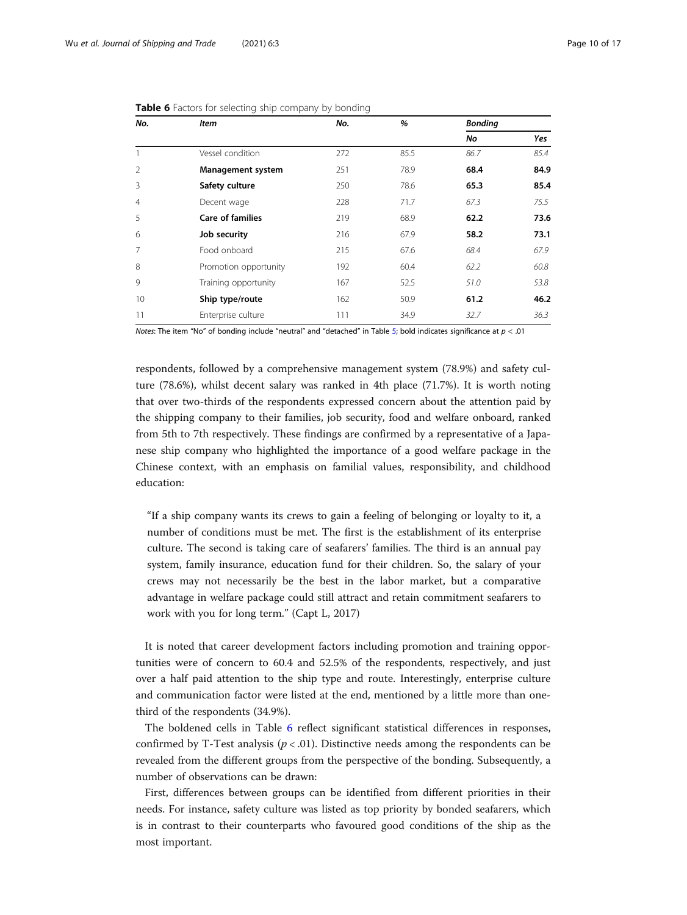**Table 6** Factors for selecting ship company by bonding

| *No.* | *Item* | *No.* | *%* | *Bonding* | |
|---|---|---|---|---|---|
| | | | | *No* | *Yes* |
| 1 | Vessel condition | 272 | 85.5 | *86.7* | *85.4* |
| 2 | **Management system** | 251 | 78.9 | **68.4** | **84.9** |
| 3 | **Safety culture** | 250 | 78.6 | **65.3** | **85.4** |
| 4 | Decent wage | 228 | 71.7 | *67.3* | *75.5* |
| 5 | **Care of families** | 219 | 68.9 | **62.2** | **73.6** |
| 6 | **Job security** | 216 | 67.9 | **58.2** | **73.1** |
| 7 | Food onboard | 215 | 67.6 | *68.4* | *67.9* |
| 8 | Promotion opportunity | 192 | 60.4 | *62.2* | *60.8* |
| 9 | Training opportunity | 167 | 52.5 | *51.0* | *53.8* |
| 10 | **Ship type/route** | 162 | 50.9 | **61.2** | **46.2** |
| 11 | Enterprise culture | 111 | 34.9 | *32.7* | *36.3* |

*Notes*: The item "No" of bonding include "neutral" and "detached" in Table 5; bold indicates significance at $p < .01$

respondents, followed by a comprehensive management system (78.9%) and safety culture (78.6%), whilst decent salary was ranked in 4th place (71.7%). It is worth noting that over two-thirds of the respondents expressed concern about the attention paid by the shipping company to their families, job security, food and welfare onboard, ranked from 5th to 7th respectively. These findings are confirmed by a representative of a Japanese ship company who highlighted the importance of a good welfare package in the Chinese context, with an emphasis on familial values, responsibility, and childhood education:

> "If a ship company wants its crews to gain a feeling of belonging or loyalty to it, a number of conditions must be met. The first is the establishment of its enterprise culture. The second is taking care of seafarers' families. The third is an annual pay system, family insurance, education fund for their children. So, the salary of your crews may not necessarily be the best in the labor market, but a comparative advantage in welfare package could still attract and retain commitment seafarers to work with you for long term." (Capt L, 2017)

It is noted that career development factors including promotion and training opportunities were of concern to 60.4 and 52.5% of the respondents, respectively, and just over a half paid attention to the ship type and route. Interestingly, enterprise culture and communication factor were listed at the end, mentioned by a little more than one-third of the respondents (34.9%).

The boldened cells in Table 6 reflect significant statistical differences in responses, confirmed by T-Test analysis ($p < .01$). Distinctive needs among the respondents can be revealed from the different groups from the perspective of the bonding. Subsequently, a number of observations can be drawn:

First, differences between groups can be identified from different priorities in their needs. For instance, safety culture was listed as top priority by bonded seafarers, which is in contrast to their counterparts who favoured good conditions of the ship as the most important.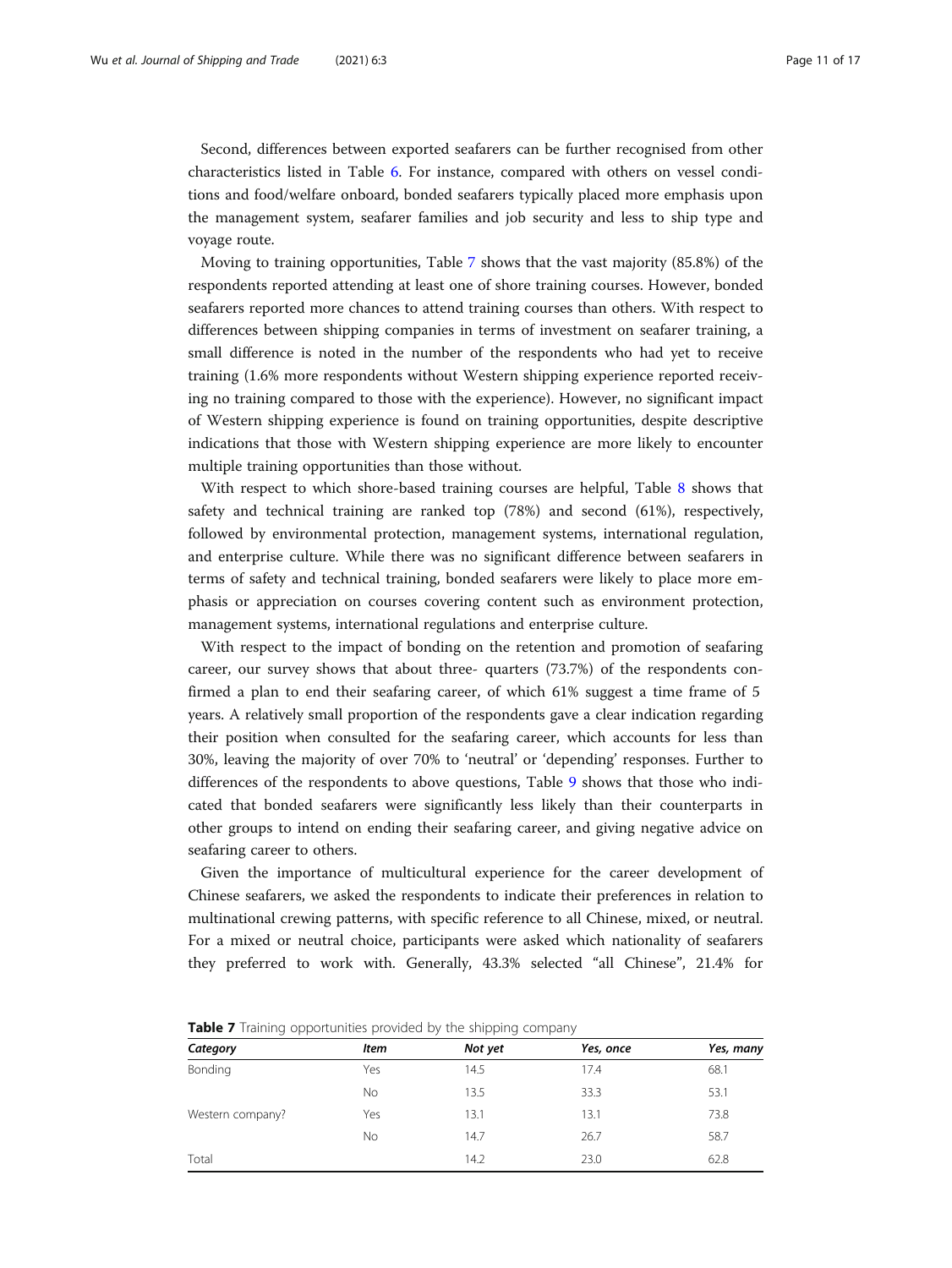Second, differences between exported seafarers can be further recognised from other characteristics listed in Table 6. For instance, compared with others on vessel conditions and food/welfare onboard, bonded seafarers typically placed more emphasis upon the management system, seafarer families and job security and less to ship type and voyage route.

Moving to training opportunities, Table 7 shows that the vast majority (85.8%) of the respondents reported attending at least one of shore training courses. However, bonded seafarers reported more chances to attend training courses than others. With respect to differences between shipping companies in terms of investment on seafarer training, a small difference is noted in the number of the respondents who had yet to receive training (1.6% more respondents without Western shipping experience reported receiving no training compared to those with the experience). However, no significant impact of Western shipping experience is found on training opportunities, despite descriptive indications that those with Western shipping experience are more likely to encounter multiple training opportunities than those without.

With respect to which shore-based training courses are helpful, Table 8 shows that safety and technical training are ranked top (78%) and second (61%), respectively, followed by environmental protection, management systems, international regulation, and enterprise culture. While there was no significant difference between seafarers in terms of safety and technical training, bonded seafarers were likely to place more emphasis or appreciation on courses covering content such as environment protection, management systems, international regulations and enterprise culture.

With respect to the impact of bonding on the retention and promotion of seafaring career, our survey shows that about three- quarters (73.7%) of the respondents confirmed a plan to end their seafaring career, of which 61% suggest a time frame of 5 years. A relatively small proportion of the respondents gave a clear indication regarding their position when consulted for the seafaring career, which accounts for less than 30%, leaving the majority of over 70% to 'neutral' or 'depending' responses. Further to differences of the respondents to above questions, Table 9 shows that those who indicated that bonded seafarers were significantly less likely than their counterparts in other groups to intend on ending their seafaring career, and giving negative advice on seafaring career to others.

Given the importance of multicultural experience for the career development of Chinese seafarers, we asked the respondents to indicate their preferences in relation to multinational crewing patterns, with specific reference to all Chinese, mixed, or neutral. For a mixed or neutral choice, participants were asked which nationality of seafarers they preferred to work with. Generally, 43.3% selected "all Chinese", 21.4% for

**Table 7** Training opportunities provided by the shipping company

| *Category* | *Item* | *Not yet* | *Yes, once* | *Yes, many* |
|---|---|---|---|---|
| Bonding | Yes | 14.5 | 17.4 | 68.1 |
| | No | 13.5 | 33.3 | 53.1 |
| Western company? | Yes | 13.1 | 13.1 | 73.8 |
| | No | 14.7 | 26.7 | 58.7 |
| Total | | 14.2 | 23.0 | 62.8 |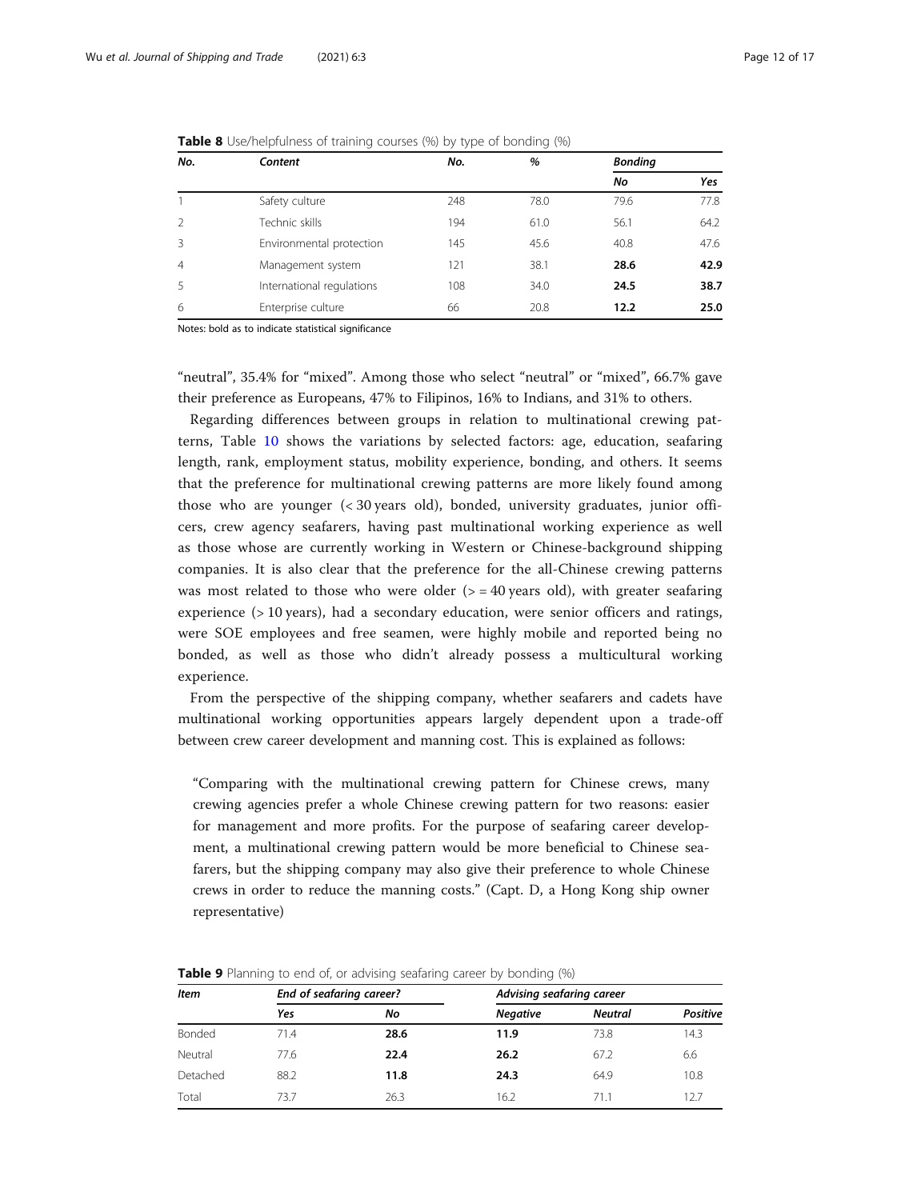**Table 8** Use/helpfulness of training courses (%) by type of bonding (%)

| No. | Content | No. | % | Bonding | |
|---|---|---|---|---|---|
| | | | | No | Yes |
| 1 | Safety culture | 248 | 78.0 | 79.6 | 77.8 |
| 2 | Technic skills | 194 | 61.0 | 56.1 | 64.2 |
| 3 | Environmental protection | 145 | 45.6 | 40.8 | 47.6 |
| 4 | Management system | 121 | 38.1 | **28.6** | **42.9** |
| 5 | International regulations | 108 | 34.0 | **24.5** | **38.7** |
| 6 | Enterprise culture | 66 | 20.8 | **12.2** | **25.0** |

Notes: bold as to indicate statistical significance

"neutral", 35.4% for "mixed". Among those who select "neutral" or "mixed", 66.7% gave their preference as Europeans, 47% to Filipinos, 16% to Indians, and 31% to others.

Regarding differences between groups in relation to multinational crewing patterns, Table 10 shows the variations by selected factors: age, education, seafaring length, rank, employment status, mobility experience, bonding, and others. It seems that the preference for multinational crewing patterns are more likely found among those who are younger (< 30 years old), bonded, university graduates, junior officers, crew agency seafarers, having past multinational working experience as well as those whose are currently working in Western or Chinese-background shipping companies. It is also clear that the preference for the all-Chinese crewing patterns was most related to those who were older (> = 40 years old), with greater seafaring experience (> 10 years), had a secondary education, were senior officers and ratings, were SOE employees and free seamen, were highly mobile and reported being no bonded, as well as those who didn't already possess a multicultural working experience.

From the perspective of the shipping company, whether seafarers and cadets have multinational working opportunities appears largely dependent upon a trade-off between crew career development and manning cost. This is explained as follows:

> "Comparing with the multinational crewing pattern for Chinese crews, many crewing agencies prefer a whole Chinese crewing pattern for two reasons: easier for management and more profits. For the purpose of seafaring career development, a multinational crewing pattern would be more beneficial to Chinese seafarers, but the shipping company may also give their preference to whole Chinese crews in order to reduce the manning costs." (Capt. D, a Hong Kong ship owner representative)

**Table 9** Planning to end of, or advising seafaring career by bonding (%)

| Item | End of seafaring career? | | Advising seafaring career | | |
|---|---|---|---|---|---|
| | Yes | No | Negative | Neutral | Positive |
| Bonded | 71.4 | **28.6** | **11.9** | 73.8 | 14.3 |
| Neutral | 77.6 | **22.4** | **26.2** | 67.2 | 6.6 |
| Detached | 88.2 | **11.8** | **24.3** | 64.9 | 10.8 |
| Total | 73.7 | 26.3 | 16.2 | 71.1 | 12.7 |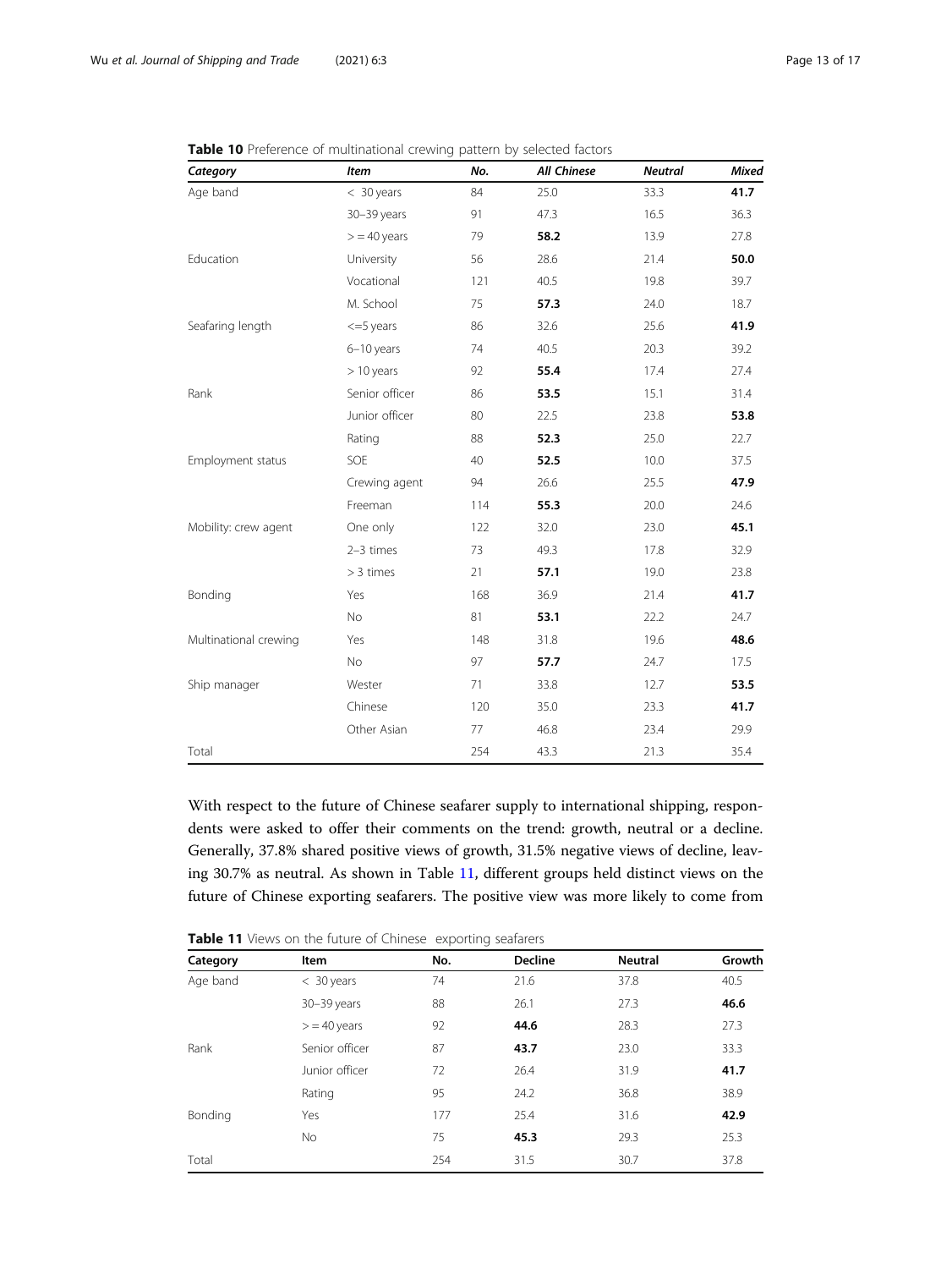**Table 10** Preference of multinational crewing pattern by selected factors

| *Category* | *Item* | *No.* | *All Chinese* | *Neutral* | *Mixed* |
|---|---|---|---|---|---|
| Age band | < 30 years | 84 | 25.0 | 33.3 | **41.7** |
| | 30–39 years | 91 | 47.3 | 16.5 | 36.3 |
| | > = 40 years | 79 | **58.2** | 13.9 | 27.8 |
| Education | University | 56 | 28.6 | 21.4 | **50.0** |
| | Vocational | 121 | 40.5 | 19.8 | 39.7 |
| | M. School | 75 | **57.3** | 24.0 | 18.7 |
| Seafaring length | <=5 years | 86 | 32.6 | 25.6 | **41.9** |
| | 6–10 years | 74 | 40.5 | 20.3 | 39.2 |
| | > 10 years | 92 | **55.4** | 17.4 | 27.4 |
| Rank | Senior officer | 86 | **53.5** | 15.1 | 31.4 |
| | Junior officer | 80 | 22.5 | 23.8 | **53.8** |
| | Rating | 88 | **52.3** | 25.0 | 22.7 |
| Employment status | SOE | 40 | **52.5** | 10.0 | 37.5 |
| | Crewing agent | 94 | 26.6 | 25.5 | **47.9** |
| | Freeman | 114 | **55.3** | 20.0 | 24.6 |
| Mobility: crew agent | One only | 122 | 32.0 | 23.0 | **45.1** |
| | 2–3 times | 73 | 49.3 | 17.8 | 32.9 |
| | > 3 times | 21 | **57.1** | 19.0 | 23.8 |
| Bonding | Yes | 168 | 36.9 | 21.4 | **41.7** |
| | No | 81 | **53.1** | 22.2 | 24.7 |
| Multinational crewing | Yes | 148 | 31.8 | 19.6 | **48.6** |
| | No | 97 | **57.7** | 24.7 | 17.5 |
| Ship manager | Wester | 71 | 33.8 | 12.7 | **53.5** |
| | Chinese | 120 | 35.0 | 23.3 | **41.7** |
| | Other Asian | 77 | 46.8 | 23.4 | 29.9 |
| Total | | 254 | 43.3 | 21.3 | 35.4 |

With respect to the future of Chinese seafarer supply to international shipping, respondents were asked to offer their comments on the trend: growth, neutral or a decline. Generally, 37.8% shared positive views of growth, 31.5% negative views of decline, leaving 30.7% as neutral. As shown in Table 11, different groups held distinct views on the future of Chinese exporting seafarers. The positive view was more likely to come from

**Table 11** Views on the future of Chinese exporting seafarers

| Category | Item | No. | Decline | Neutral | Growth |
|---|---|---|---|---|---|
| Age band | < 30 years | 74 | 21.6 | 37.8 | 40.5 |
| | 30–39 years | 88 | 26.1 | 27.3 | **46.6** |
| | > = 40 years | 92 | **44.6** | 28.3 | 27.3 |
| Rank | Senior officer | 87 | **43.7** | 23.0 | 33.3 |
| | Junior officer | 72 | 26.4 | 31.9 | **41.7** |
| | Rating | 95 | 24.2 | 36.8 | 38.9 |
| Bonding | Yes | 177 | 25.4 | 31.6 | **42.9** |
| | No | 75 | **45.3** | 29.3 | 25.3 |
| Total | | 254 | 31.5 | 30.7 | 37.8 |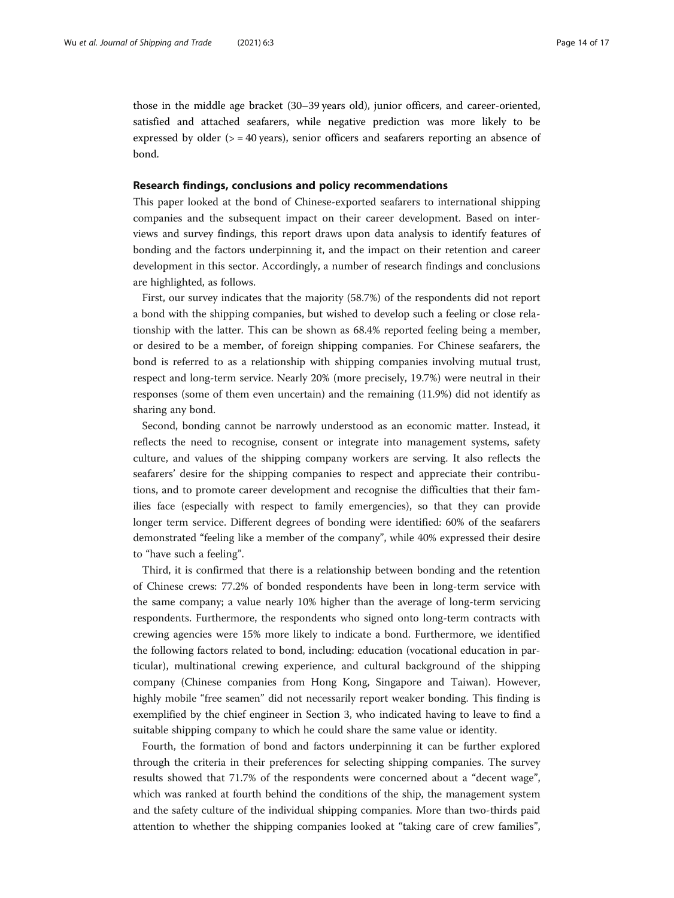those in the middle age bracket (30–39 years old), junior officers, and career-oriented, satisfied and attached seafarers, while negative prediction was more likely to be expressed by older (> = 40 years), senior officers and seafarers reporting an absence of bond.

## Research findings, conclusions and policy recommendations

This paper looked at the bond of Chinese-exported seafarers to international shipping companies and the subsequent impact on their career development. Based on interviews and survey findings, this report draws upon data analysis to identify features of bonding and the factors underpinning it, and the impact on their retention and career development in this sector. Accordingly, a number of research findings and conclusions are highlighted, as follows.

First, our survey indicates that the majority (58.7%) of the respondents did not report a bond with the shipping companies, but wished to develop such a feeling or close relationship with the latter. This can be shown as 68.4% reported feeling being a member, or desired to be a member, of foreign shipping companies. For Chinese seafarers, the bond is referred to as a relationship with shipping companies involving mutual trust, respect and long-term service. Nearly 20% (more precisely, 19.7%) were neutral in their responses (some of them even uncertain) and the remaining (11.9%) did not identify as sharing any bond.

Second, bonding cannot be narrowly understood as an economic matter. Instead, it reflects the need to recognise, consent or integrate into management systems, safety culture, and values of the shipping company workers are serving. It also reflects the seafarers' desire for the shipping companies to respect and appreciate their contributions, and to promote career development and recognise the difficulties that their families face (especially with respect to family emergencies), so that they can provide longer term service. Different degrees of bonding were identified: 60% of the seafarers demonstrated "feeling like a member of the company", while 40% expressed their desire to "have such a feeling".

Third, it is confirmed that there is a relationship between bonding and the retention of Chinese crews: 77.2% of bonded respondents have been in long-term service with the same company; a value nearly 10% higher than the average of long-term servicing respondents. Furthermore, the respondents who signed onto long-term contracts with crewing agencies were 15% more likely to indicate a bond. Furthermore, we identified the following factors related to bond, including: education (vocational education in particular), multinational crewing experience, and cultural background of the shipping company (Chinese companies from Hong Kong, Singapore and Taiwan). However, highly mobile "free seamen" did not necessarily report weaker bonding. This finding is exemplified by the chief engineer in Section 3, who indicated having to leave to find a suitable shipping company to which he could share the same value or identity.

Fourth, the formation of bond and factors underpinning it can be further explored through the criteria in their preferences for selecting shipping companies. The survey results showed that 71.7% of the respondents were concerned about a "decent wage", which was ranked at fourth behind the conditions of the ship, the management system and the safety culture of the individual shipping companies. More than two-thirds paid attention to whether the shipping companies looked at "taking care of crew families",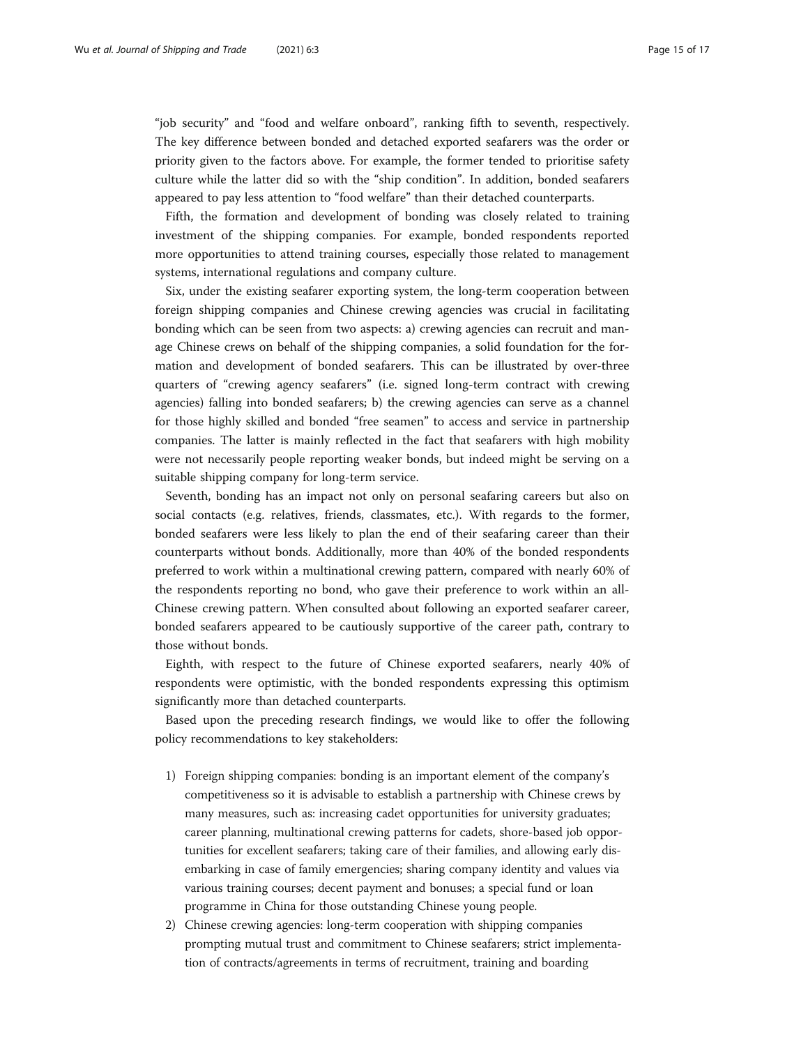"job security" and "food and welfare onboard", ranking fifth to seventh, respectively. The key difference between bonded and detached exported seafarers was the order or priority given to the factors above. For example, the former tended to prioritise safety culture while the latter did so with the "ship condition". In addition, bonded seafarers appeared to pay less attention to "food welfare" than their detached counterparts.

Fifth, the formation and development of bonding was closely related to training investment of the shipping companies. For example, bonded respondents reported more opportunities to attend training courses, especially those related to management systems, international regulations and company culture.

Six, under the existing seafarer exporting system, the long-term cooperation between foreign shipping companies and Chinese crewing agencies was crucial in facilitating bonding which can be seen from two aspects: a) crewing agencies can recruit and manage Chinese crews on behalf of the shipping companies, a solid foundation for the formation and development of bonded seafarers. This can be illustrated by over-three quarters of "crewing agency seafarers" (i.e. signed long-term contract with crewing agencies) falling into bonded seafarers; b) the crewing agencies can serve as a channel for those highly skilled and bonded "free seamen" to access and service in partnership companies. The latter is mainly reflected in the fact that seafarers with high mobility were not necessarily people reporting weaker bonds, but indeed might be serving on a suitable shipping company for long-term service.

Seventh, bonding has an impact not only on personal seafaring careers but also on social contacts (e.g. relatives, friends, classmates, etc.). With regards to the former, bonded seafarers were less likely to plan the end of their seafaring career than their counterparts without bonds. Additionally, more than 40% of the bonded respondents preferred to work within a multinational crewing pattern, compared with nearly 60% of the respondents reporting no bond, who gave their preference to work within an all-Chinese crewing pattern. When consulted about following an exported seafarer career, bonded seafarers appeared to be cautiously supportive of the career path, contrary to those without bonds.

Eighth, with respect to the future of Chinese exported seafarers, nearly 40% of respondents were optimistic, with the bonded respondents expressing this optimism significantly more than detached counterparts.

Based upon the preceding research findings, we would like to offer the following policy recommendations to key stakeholders:

1) Foreign shipping companies: bonding is an important element of the company's competitiveness so it is advisable to establish a partnership with Chinese crews by many measures, such as: increasing cadet opportunities for university graduates; career planning, multinational crewing patterns for cadets, shore-based job opportunities for excellent seafarers; taking care of their families, and allowing early disembarking in case of family emergencies; sharing company identity and values via various training courses; decent payment and bonuses; a special fund or loan programme in China for those outstanding Chinese young people.
2) Chinese crewing agencies: long-term cooperation with shipping companies prompting mutual trust and commitment to Chinese seafarers; strict implementation of contracts/agreements in terms of recruitment, training and boarding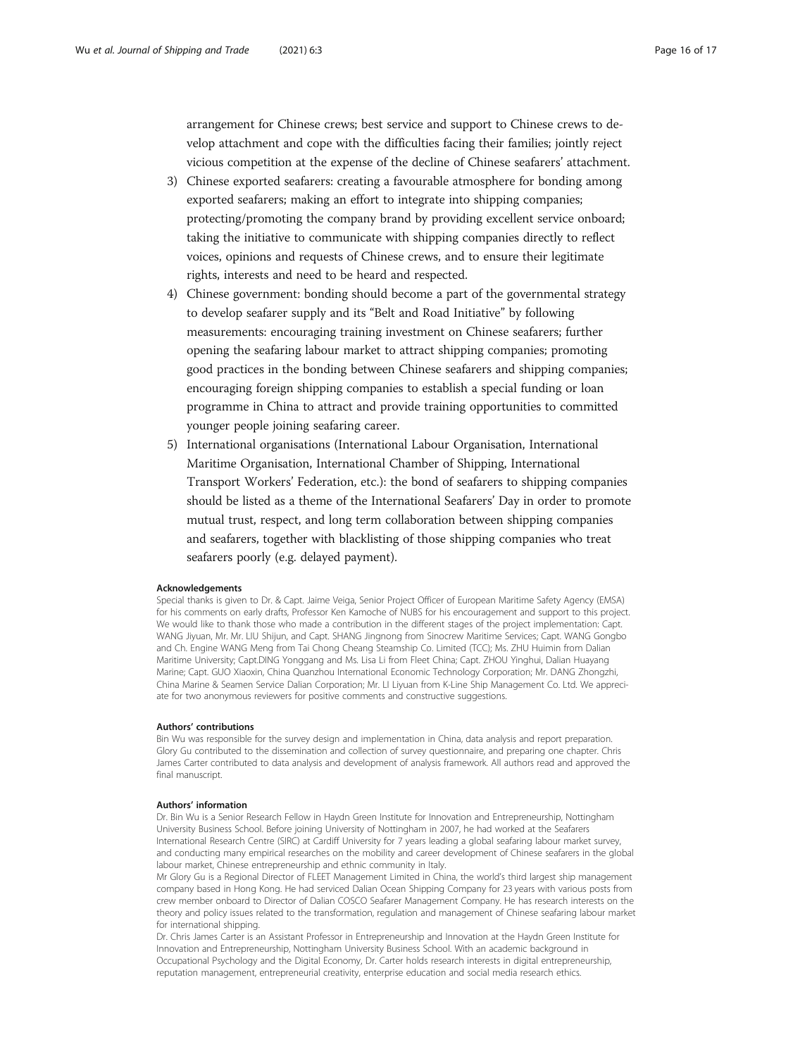arrangement for Chinese crews; best service and support to Chinese crews to develop attachment and cope with the difficulties facing their families; jointly reject vicious competition at the expense of the decline of Chinese seafarers' attachment.

3) Chinese exported seafarers: creating a favourable atmosphere for bonding among exported seafarers; making an effort to integrate into shipping companies; protecting/promoting the company brand by providing excellent service onboard; taking the initiative to communicate with shipping companies directly to reflect voices, opinions and requests of Chinese crews, and to ensure their legitimate rights, interests and need to be heard and respected.
4) Chinese government: bonding should become a part of the governmental strategy to develop seafarer supply and its "Belt and Road Initiative" by following measurements: encouraging training investment on Chinese seafarers; further opening the seafaring labour market to attract shipping companies; promoting good practices in the bonding between Chinese seafarers and shipping companies; encouraging foreign shipping companies to establish a special funding or loan programme in China to attract and provide training opportunities to committed younger people joining seafaring career.
5) International organisations (International Labour Organisation, International Maritime Organisation, International Chamber of Shipping, International Transport Workers' Federation, etc.): the bond of seafarers to shipping companies should be listed as a theme of the International Seafarers' Day in order to promote mutual trust, respect, and long term collaboration between shipping companies and seafarers, together with blacklisting of those shipping companies who treat seafarers poorly (e.g. delayed payment).

#### Acknowledgements

Special thanks is given to Dr. & Capt. Jaime Veiga, Senior Project Officer of European Maritime Safety Agency (EMSA) for his comments on early drafts, Professor Ken Kamoche of NUBS for his encouragement and support to this project. We would like to thank those who made a contribution in the different stages of the project implementation: Capt. WANG Jiyuan, Mr. Mr. LIU Shijun, and Capt. SHANG Jingnong from Sinocrew Maritime Services; Capt. WANG Gongbo and Ch. Engine WANG Meng from Tai Chong Cheang Steamship Co. Limited (TCC); Ms. ZHU Huimin from Dalian Maritime University; Capt.DING Yonggang and Ms. Lisa Li from Fleet China; Capt. ZHOU Yinghui, Dalian Huayang Marine; Capt. GUO Xiaoxin, China Quanzhou International Economic Technology Corporation; Mr. DANG Zhongzhi, China Marine & Seamen Service Dalian Corporation; Mr. LI Liyuan from K-Line Ship Management Co. Ltd. We appreciate for two anonymous reviewers for positive comments and constructive suggestions.

#### Authors' contributions

Bin Wu was responsible for the survey design and implementation in China, data analysis and report preparation. Glory Gu contributed to the dissemination and collection of survey questionnaire, and preparing one chapter. Chris James Carter contributed to data analysis and development of analysis framework. All authors read and approved the final manuscript.

#### Authors' information

Dr. Bin Wu is a Senior Research Fellow in Haydn Green Institute for Innovation and Entrepreneurship, Nottingham University Business School. Before joining University of Nottingham in 2007, he had worked at the Seafarers International Research Centre (SIRC) at Cardiff University for 7 years leading a global seafaring labour market survey, and conducting many empirical researches on the mobility and career development of Chinese seafarers in the global labour market, Chinese entrepreneurship and ethnic community in Italy.

Mr Glory Gu is a Regional Director of FLEET Management Limited in China, the world's third largest ship management company based in Hong Kong. He had serviced Dalian Ocean Shipping Company for 23 years with various posts from crew member onboard to Director of Dalian COSCO Seafarer Management Company. He has research interests on the theory and policy issues related to the transformation, regulation and management of Chinese seafaring labour market for international shipping.

Dr. Chris James Carter is an Assistant Professor in Entrepreneurship and Innovation at the Haydn Green Institute for Innovation and Entrepreneurship, Nottingham University Business School. With an academic background in Occupational Psychology and the Digital Economy, Dr. Carter holds research interests in digital entrepreneurship, reputation management, entrepreneurial creativity, enterprise education and social media research ethics.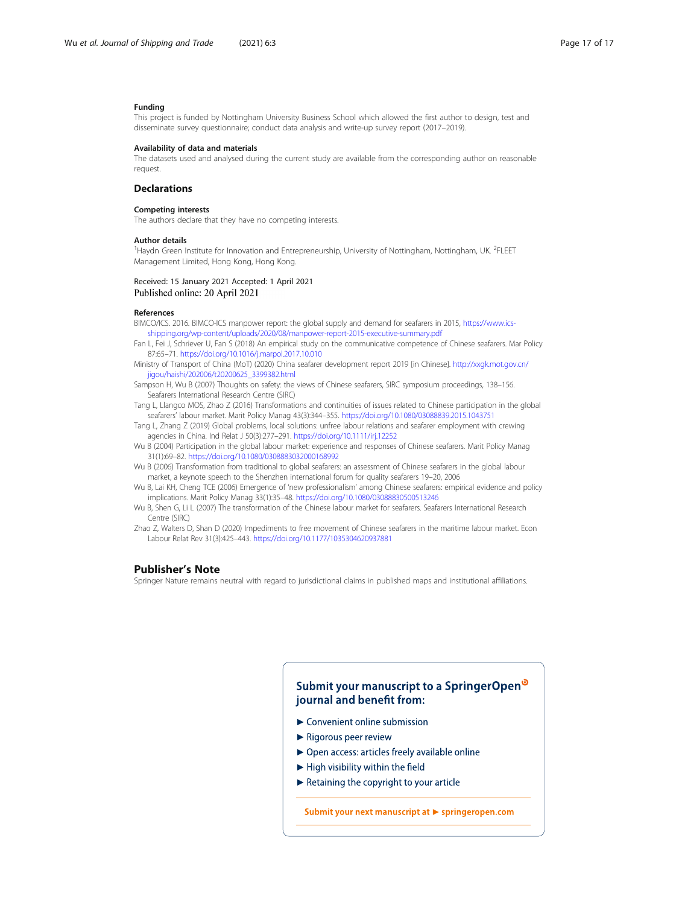### Funding

This project is funded by Nottingham University Business School which allowed the first author to design, test and disseminate survey questionnaire; conduct data analysis and write-up survey report (2017–2019).

### Availability of data and materials

The datasets used and analysed during the current study are available from the corresponding author on reasonable request.

## Declarations

### Competing interests

The authors declare that they have no competing interests.

### Author details

[1]Haydn Green Institute for Innovation and Entrepreneurship, University of Nottingham, Nottingham, UK. [2]FLEET Management Limited, Hong Kong, Hong Kong.

Received: 15 January 2021 Accepted: 1 April 2021
Published online: 20 April 2021

### References

- BIMCO/ICS. 2016. BIMCO-ICS manpower report: the global supply and demand for seafarers in 2015, https://www.ics-shipping.org/wp-content/uploads/2020/08/manpower-report-2015-executive-summary.pdf
- Fan L, Fei J, Schriever U, Fan S (2018) An empirical study on the communicative competence of Chinese seafarers. Mar Policy 87:65–71. https://doi.org/10.1016/j.marpol.2017.10.010
- Ministry of Transport of China (MoT) (2020) China seafarer development report 2019 [in Chinese]. http://xxgk.mot.gov.cn/jigou/haishi/202006/t20200625_3399382.html
- Sampson H, Wu B (2007) Thoughts on safety: the views of Chinese seafarers, SIRC symposium proceedings, 138–156. Seafarers International Research Centre (SIRC)
- Tang L, Llangco MOS, Zhao Z (2016) Transformations and continuities of issues related to Chinese participation in the global seafarers' labour market. Marit Policy Manag 43(3):344–355. https://doi.org/10.1080/03088839.2015.1043751
- Tang L, Zhang Z (2019) Global problems, local solutions: unfree labour relations and seafarer employment with crewing agencies in China. Ind Relat J 50(3):277–291. https://doi.org/10.1111/irj.12252
- Wu B (2004) Participation in the global labour market: experience and responses of Chinese seafarers. Marit Policy Manag 31(1):69–82. https://doi.org/10.1080/0308883032000168992
- Wu B (2006) Transformation from traditional to global seafarers: an assessment of Chinese seafarers in the global labour market, a keynote speech to the Shenzhen international forum for quality seafarers 19–20, 2006
- Wu B, Lai KH, Cheng TCE (2006) Emergence of 'new professionalism' among Chinese seafarers: empirical evidence and policy implications. Marit Policy Manag 33(1):35–48. https://doi.org/10.1080/03088830500513246
- Wu B, Shen G, Li L (2007) The transformation of the Chinese labour market for seafarers. Seafarers International Research Centre (SIRC)
- Zhao Z, Walters D, Shan D (2020) Impediments to free movement of Chinese seafarers in the maritime labour market. Econ Labour Relat Rev 31(3):425–443. https://doi.org/10.1177/1035304620937881

## Publisher's Note

Springer Nature remains neutral with regard to jurisdictional claims in published maps and institutional affiliations.

**Submit your manuscript to a SpringerOpen journal and benefit from:**

- ► Convenient online submission
- ► Rigorous peer review
- ► Open access: articles freely available online
- ► High visibility within the field
- ► Retaining the copyright to your article

**Submit your next manuscript at ► springeropen.com**